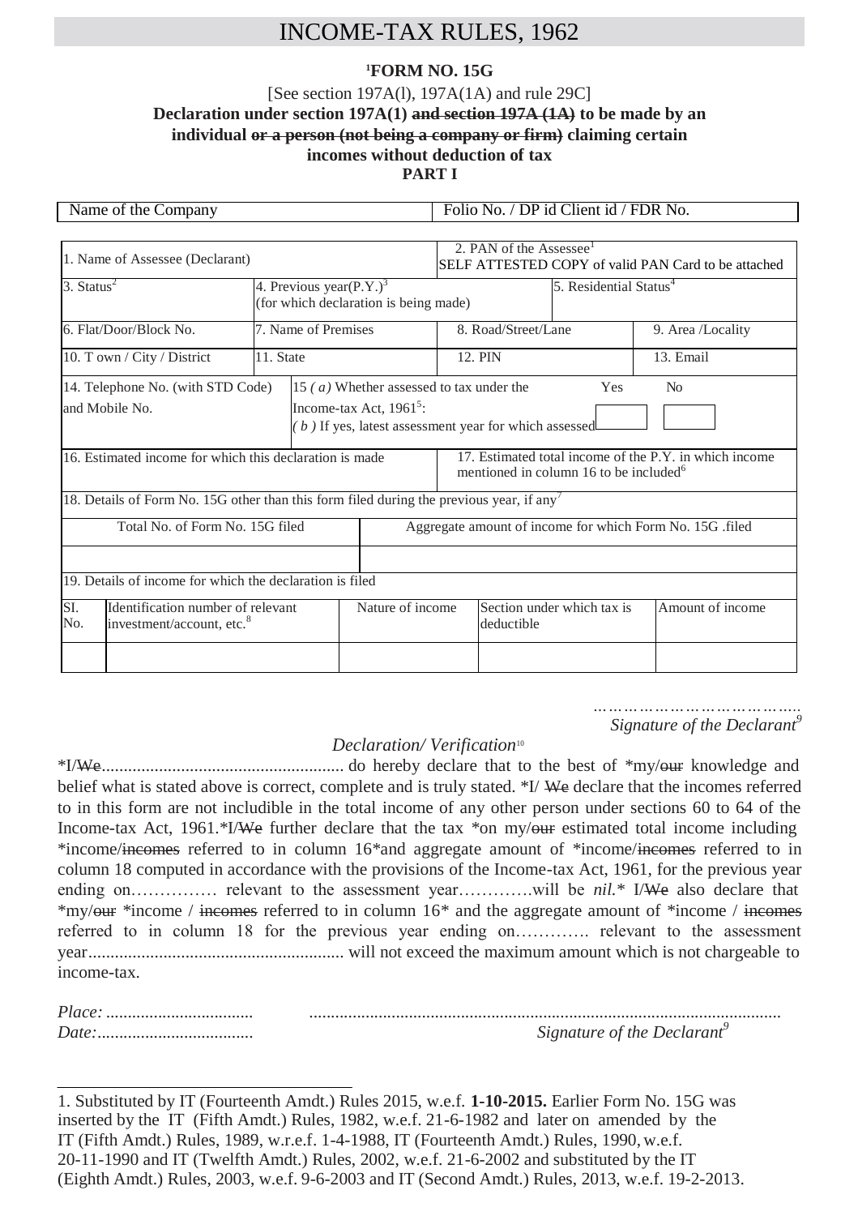# INCOME-TAX RULES, 1962

**[1]FORM NO. 15G**

[See section 197A(l), 197A(1A) and rule 29C]

**Declaration under section 197A(1) ~~and section 197A (1A)~~ to be made by an individual ~~or a person (not being a company or firm)~~ claiming certain incomes without deduction of tax**

**PART I**

| Name of the Company | Folio No. / DP id Client id / FDR No. |
|---|---|

| 1. Name of Assessee (Declarant) | | 2. PAN of the Assessee[1] SELF ATTESTED COPY of valid PAN Card to be attached | |
|---|---|---|---|
| 3. Status[2] | 4. Previous year(P.Y.)[3] (for which declaration is being made) | | 5. Residential Status[4] |
| 6. Flat/Door/Block No. | 7. Name of Premises | 8. Road/Street/Lane | 9. Area /Locality |
| 10. T own / City / District | 11. State | 12. PIN | 13. Email |
| 14. Telephone No. (with STD Code) and Mobile No. | 15 *(a)* Whether assessed to tax under the Income-tax Act, 1961[5]: *(b)* If yes, latest assessment year for which assessed | Yes | No |
| 16. Estimated income for which this declaration is made | | 17. Estimated total income of the P.Y. in which income mentioned in column 16 to be included[6] | |

18. Details of Form No. 15G other than this form filed during the previous year, if any[7]

| Total No. of Form No. 15G filed | Aggregate amount of income for which Form No. 15G .filed |
|---|---|
| | |

19. Details of income for which the declaration is filed

| SI. No. | Identification number of relevant investment/account, etc.[8] | Nature of income | Section under which tax is deductible | Amount of income |
|---|---|---|---|---|
| | | | | |

…………………………………..
*Signature of the Declarant*[9]

*Declaration/ Verification*[10]

*I/~~We~~....................................................... do hereby declare that to the best of *my/~~our~~ knowledge and belief what is stated above is correct, complete and is truly stated. *I/ ~~We~~ declare that the incomes referred to in this form are not includible in the total income of any other person under sections 60 to 64 of the Income-tax Act, 1961.*I/~~We~~ further declare that the tax *on my/~~our~~ estimated total income including *income/~~incomes~~ referred to in column 16*and aggregate amount of *income/~~incomes~~ referred to in column 18 computed in accordance with the provisions of the Income-tax Act, 1961, for the previous year ending on…………… relevant to the assessment year………….will be *nil*.* I/~~We~~ also declare that *my/~~our~~ *income / ~~incomes~~ referred to in column 16* and the aggregate amount of *income / ~~incomes~~ referred to in column 18 for the previous year ending on…………. relevant to the assessment year......................................................... will not exceed the maximum amount which is not chargeable to income-tax.

*Place:* .................................

*Date:*...................................

..........................................................................................................
*Signature of the Declarant*[9]

---

1. Substituted by IT (Fourteenth Amdt.) Rules 2015, w.e.f. **1-10-2015.** Earlier Form No. 15G was inserted by the IT (Fifth Amdt.) Rules, 1982, w.e.f. 21-6-1982 and later on amended by the IT (Fifth Amdt.) Rules, 1989, w.r.e.f. 1-4-1988, IT (Fourteenth Amdt.) Rules, 1990, w.e.f. 20-11-1990 and IT (Twelfth Amdt.) Rules, 2002, w.e.f. 21-6-2002 and substituted by the IT (Eighth Amdt.) Rules, 2003, w.e.f. 9-6-2003 and IT (Second Amdt.) Rules, 2013, w.e.f. 19-2-2013.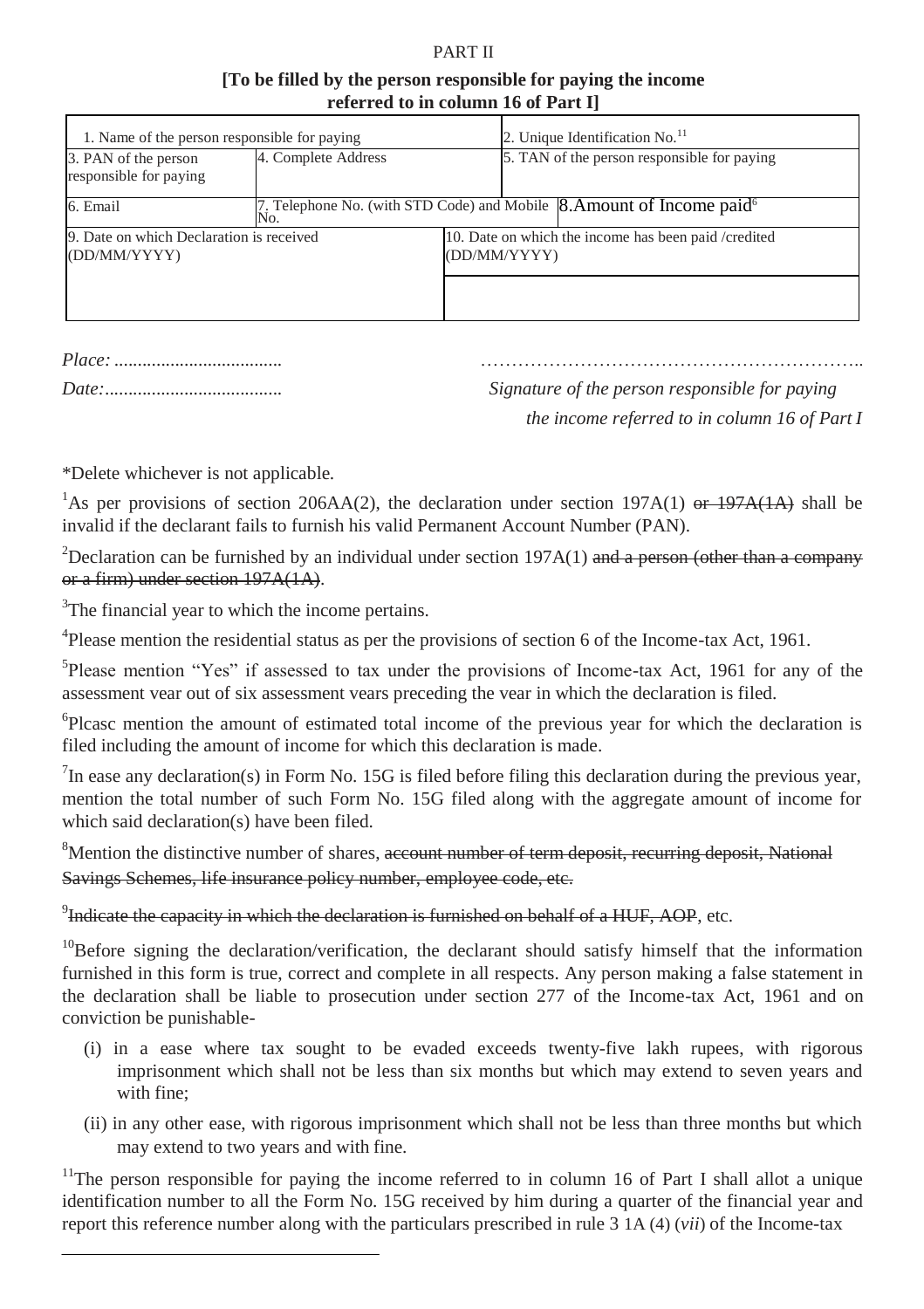PART II

**[To be filled by the person responsible for paying the income referred to in column 16 of Part I]**

| 1. Name of the person responsible for paying | | | 2. Unique Identification No.[11] |
|---|---|---|---|
| 3. PAN of the person responsible for paying | 4. Complete Address | | 5. TAN of the person responsible for paying |
| 6. Email | 7. Telephone No. (with STD Code) and Mobile No. | | 8. Amount of Income paid[6] |
| 9. Date on which Declaration is received (DD/MM/YYYY) | | 10. Date on which the income has been paid /credited (DD/MM/YYYY) | |
| | | | |

*Place: ....................................* ……………………………………………………..

*Date:......................................* *Signature of the person responsible for paying the income referred to in column 16 of Part I*

*Delete whichever is not applicable.

[1]As per provisions of section 206AA(2), the declaration under section 197A(1) ~~or 197A(1A)~~ shall be invalid if the declarant fails to furnish his valid Permanent Account Number (PAN).

[2]Declaration can be furnished by an individual under section 197A(1) ~~and a person (other than a company or a firm) under section 197A(1A)~~.

[3]The financial year to which the income pertains.

[4]Please mention the residential status as per the provisions of section 6 of the Income-tax Act, 1961.

[5]Please mention "Yes" if assessed to tax under the provisions of Income-tax Act, 1961 for any of the assessment vear out of six assessment vears preceding the vear in which the declaration is filed.

[6]Plcasc mention the amount of estimated total income of the previous year for which the declaration is filed including the amount of income for which this declaration is made.

[7]In ease any declaration(s) in Form No. 15G is filed before filing this declaration during the previous year, mention the total number of such Form No. 15G filed along with the aggregate amount of income for which said declaration(s) have been filed.

[8]Mention the distinctive number of shares, ~~account number of term deposit, recurring deposit, National Savings Schemes, life insurance policy number, employee code, etc.~~

[9]~~Indicate the capacity in which the declaration is furnished on behalf of a HUF, AOP~~, etc.

[10]Before signing the declaration/verification, the declarant should satisfy himself that the information furnished in this form is true, correct and complete in all respects. Any person making a false statement in the declaration shall be liable to prosecution under section 277 of the Income-tax Act, 1961 and on conviction be punishable-

(i) in a ease where tax sought to be evaded exceeds twenty-five lakh rupees, with rigorous imprisonment which shall not be less than six months but which may extend to seven years and with fine;

(ii) in any other ease, with rigorous imprisonment which shall not be less than three months but which may extend to two years and with fine.

[11]The person responsible for paying the income referred to in column 16 of Part I shall allot a unique identification number to all the Form No. 15G received by him during a quarter of the financial year and report this reference number along with the particulars prescribed in rule 3 1A (4) (*vii*) of the Income-tax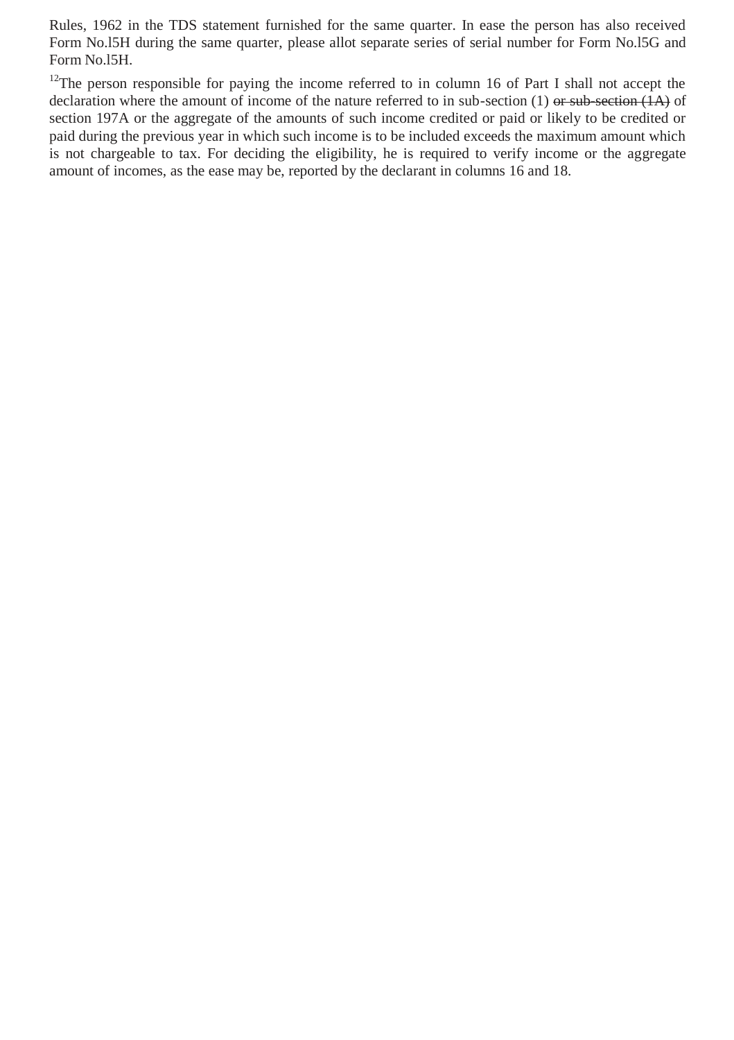Rules, 1962 in the TDS statement furnished for the same quarter. In ease the person has also received Form No.l5H during the same quarter, please allot separate series of serial number for Form No.l5G and Form No.l5H.

[12]The person responsible for paying the income referred to in column 16 of Part I shall not accept the declaration where the amount of income of the nature referred to in sub-section (1) ~~or sub-section (1A)~~ of section 197A or the aggregate of the amounts of such income credited or paid or likely to be credited or paid during the previous year in which such income is to be included exceeds the maximum amount which is not chargeable to tax. For deciding the eligibility, he is required to verify income or the aggregate amount of incomes, as the ease may be, reported by the declarant in columns 16 and 18.